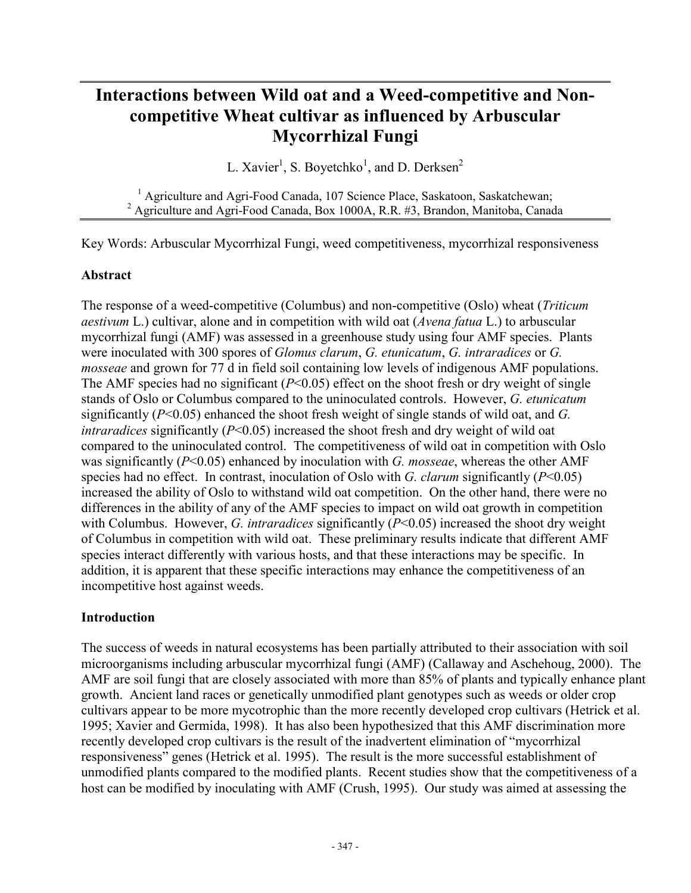# Interactions between Wild oat and a Weed-competitive and Non-competitive Wheat cultivar as influenced by Arbuscular Mycorrhizal Fungi

L. Xavier[1], S. Boyetchko[1], and D. Derksen[2]

[1] Agriculture and Agri-Food Canada, 107 Science Place, Saskatoon, Saskatchewan;
[2] Agriculture and Agri-Food Canada, Box 1000A, R.R. #3, Brandon, Manitoba, Canada

Key Words: Arbuscular Mycorrhizal Fungi, weed competitiveness, mycorrhizal responsiveness

## Abstract

The response of a weed-competitive (Columbus) and non-competitive (Oslo) wheat (*Triticum aestivum* L.) cultivar, alone and in competition with wild oat (*Avena fatua* L.) to arbuscular mycorrhizal fungi (AMF) was assessed in a greenhouse study using four AMF species. Plants were inoculated with 300 spores of *Glomus clarum*, *G. etunicatum*, *G. intraradices* or *G. mosseae* and grown for 77 d in field soil containing low levels of indigenous AMF populations. The AMF species had no significant ($P<0.05$) effect on the shoot fresh or dry weight of single stands of Oslo or Columbus compared to the uninoculated controls. However, *G. etunicatum* significantly ($P<0.05$) enhanced the shoot fresh weight of single stands of wild oat, and *G. intraradices* significantly ($P<0.05$) increased the shoot fresh and dry weight of wild oat compared to the uninoculated control. The competitiveness of wild oat in competition with Oslo was significantly ($P<0.05$) enhanced by inoculation with *G. mosseae*, whereas the other AMF species had no effect. In contrast, inoculation of Oslo with *G. clarum* significantly ($P<0.05$) increased the ability of Oslo to withstand wild oat competition. On the other hand, there were no differences in the ability of any of the AMF species to impact on wild oat growth in competition with Columbus. However, *G. intraradices* significantly ($P<0.05$) increased the shoot dry weight of Columbus in competition with wild oat. These preliminary results indicate that different AMF species interact differently with various hosts, and that these interactions may be specific. In addition, it is apparent that these specific interactions may enhance the competitiveness of an incompetitive host against weeds.

## Introduction

The success of weeds in natural ecosystems has been partially attributed to their association with soil microorganisms including arbuscular mycorrhizal fungi (AMF) (Callaway and Aschehoug, 2000). The AMF are soil fungi that are closely associated with more than 85% of plants and typically enhance plant growth. Ancient land races or genetically unmodified plant genotypes such as weeds or older crop cultivars appear to be more mycotrophic than the more recently developed crop cultivars (Hetrick et al. 1995; Xavier and Germida, 1998). It has also been hypothesized that this AMF discrimination more recently developed crop cultivars is the result of the inadvertent elimination of "mycorrhizal responsiveness" genes (Hetrick et al. 1995). The result is the more successful establishment of unmodified plants compared to the modified plants. Recent studies show that the competitiveness of a host can be modified by inoculating with AMF (Crush, 1995). Our study was aimed at assessing the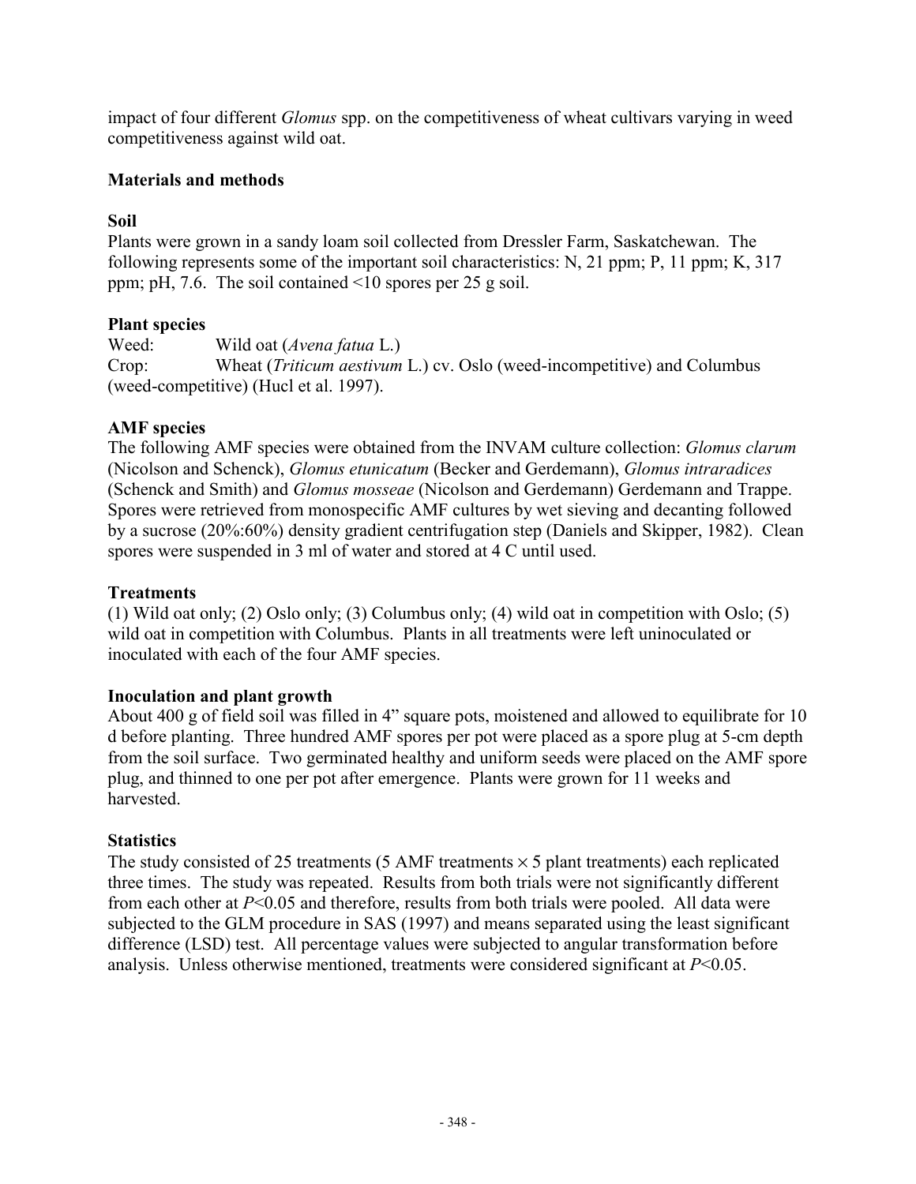impact of four different *Glomus* spp. on the competitiveness of wheat cultivars varying in weed competitiveness against wild oat.

## Materials and methods

### Soil

Plants were grown in a sandy loam soil collected from Dressler Farm, Saskatchewan. The following represents some of the important soil characteristics: N, 21 ppm; P, 11 ppm; K, 317 ppm; pH, 7.6. The soil contained <10 spores per 25 g soil.

### Plant species

Weed: Wild oat (*Avena fatua* L.)
Crop: Wheat (*Triticum aestivum* L.) cv. Oslo (weed-incompetitive) and Columbus (weed-competitive) (Hucl et al. 1997).

### AMF species

The following AMF species were obtained from the INVAM culture collection: *Glomus clarum* (Nicolson and Schenck), *Glomus etunicatum* (Becker and Gerdemann), *Glomus intraradices* (Schenck and Smith) and *Glomus mosseae* (Nicolson and Gerdemann) Gerdemann and Trappe. Spores were retrieved from monospecific AMF cultures by wet sieving and decanting followed by a sucrose (20%:60%) density gradient centrifugation step (Daniels and Skipper, 1982). Clean spores were suspended in 3 ml of water and stored at 4 C until used.

### Treatments

(1) Wild oat only; (2) Oslo only; (3) Columbus only; (4) wild oat in competition with Oslo; (5) wild oat in competition with Columbus. Plants in all treatments were left uninoculated or inoculated with each of the four AMF species.

### Inoculation and plant growth

About 400 g of field soil was filled in 4" square pots, moistened and allowed to equilibrate for 10 d before planting. Three hundred AMF spores per pot were placed as a spore plug at 5-cm depth from the soil surface. Two germinated healthy and uniform seeds were placed on the AMF spore plug, and thinned to one per pot after emergence. Plants were grown for 11 weeks and harvested.

### Statistics

The study consisted of 25 treatments (5 AMF treatments $\times$ 5 plant treatments) each replicated three times. The study was repeated. Results from both trials were not significantly different from each other at $P<0.05$ and therefore, results from both trials were pooled. All data were subjected to the GLM procedure in SAS (1997) and means separated using the least significant difference (LSD) test. All percentage values were subjected to angular transformation before analysis. Unless otherwise mentioned, treatments were considered significant at $P<0.05$.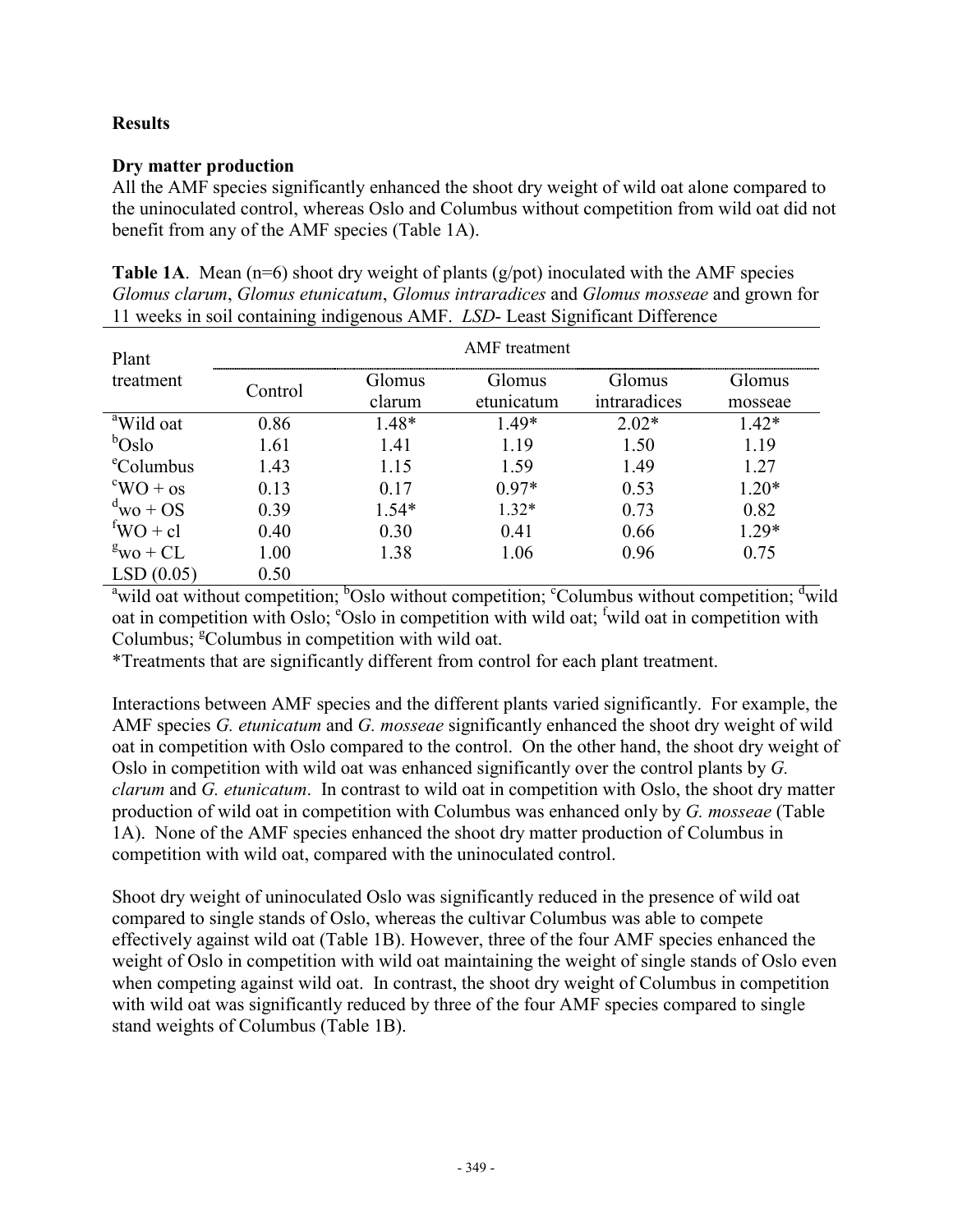## Results

### Dry matter production

All the AMF species significantly enhanced the shoot dry weight of wild oat alone compared to the uninoculated control, whereas Oslo and Columbus without competition from wild oat did not benefit from any of the AMF species (Table 1A).

**Table 1A**. Mean (n=6) shoot dry weight of plants (g/pot) inoculated with the AMF species *Glomus clarum*, *Glomus etunicatum*, *Glomus intraradices* and *Glomus mosseae* and grown for 11 weeks in soil containing indigenous AMF. *LSD*- Least Significant Difference

| Plant treatment | AMF treatment | | | | |
|---|---|---|---|---|---|
| | Control | Glomus clarum | Glomus etunicatum | Glomus intraradices | Glomus mosseae |
| [a]Wild oat | 0.86 | 1.48* | 1.49* | 2.02* | 1.42* |
| [b]Oslo | 1.61 | 1.41 | 1.19 | 1.50 | 1.19 |
| [c]Columbus | 1.43 | 1.15 | 1.59 | 1.49 | 1.27 |
| [c]WO + os | 0.13 | 0.17 | 0.97* | 0.53 | 1.20* |
| [d]wo + OS | 0.39 | 1.54* | 1.32* | 0.73 | 0.82 |
| [f]WO + cl | 0.40 | 0.30 | 0.41 | 0.66 | 1.29* |
| [g]wo + CL | 1.00 | 1.38 | 1.06 | 0.96 | 0.75 |
| LSD (0.05) | 0.50 | | | | |

[a]wild oat without competition; [b]Oslo without competition; [c]Columbus without competition; [d]wild oat in competition with Oslo; [e]Oslo in competition with wild oat; [f]wild oat in competition with Columbus; [g]Columbus in competition with wild oat.

*Treatments that are significantly different from control for each plant treatment.

Interactions between AMF species and the different plants varied significantly. For example, the AMF species *G. etunicatum* and *G. mosseae* significantly enhanced the shoot dry weight of wild oat in competition with Oslo compared to the control. On the other hand, the shoot dry weight of Oslo in competition with wild oat was enhanced significantly over the control plants by *G. clarum* and *G. etunicatum*. In contrast to wild oat in competition with Oslo, the shoot dry matter production of wild oat in competition with Columbus was enhanced only by *G. mosseae* (Table 1A). None of the AMF species enhanced the shoot dry matter production of Columbus in competition with wild oat, compared with the uninoculated control.

Shoot dry weight of uninoculated Oslo was significantly reduced in the presence of wild oat compared to single stands of Oslo, whereas the cultivar Columbus was able to compete effectively against wild oat (Table 1B). However, three of the four AMF species enhanced the weight of Oslo in competition with wild oat maintaining the weight of single stands of Oslo even when competing against wild oat. In contrast, the shoot dry weight of Columbus in competition with wild oat was significantly reduced by three of the four AMF species compared to single stand weights of Columbus (Table 1B).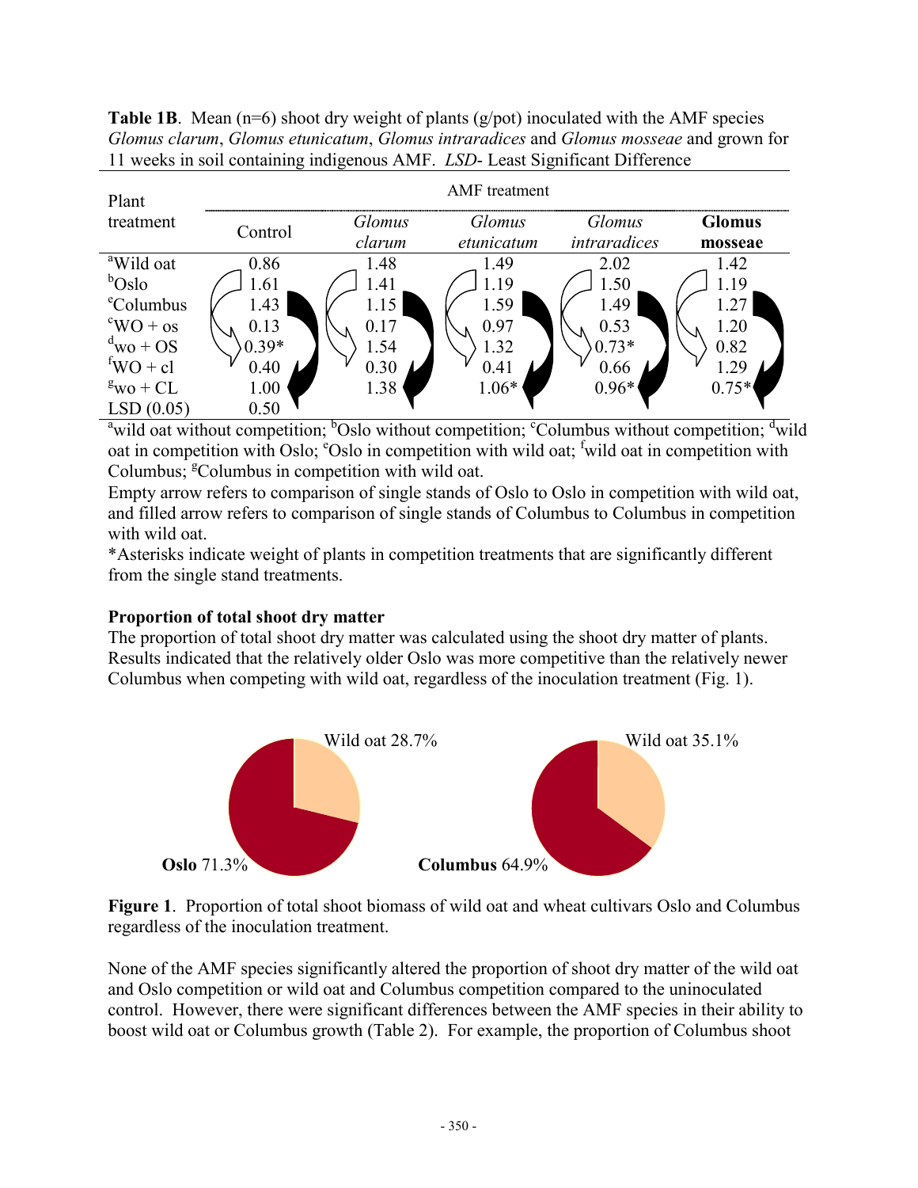**Table 1B**. Mean (n=6) shoot dry weight of plants (g/pot) inoculated with the AMF species *Glomus clarum*, *Glomus etunicatum*, *Glomus intraradices* and *Glomus mosseae* and grown for 11 weeks in soil containing indigenous AMF. *LSD*- Least Significant Difference

| Plant treatment | AMF treatment | | | | |
|---|---|---|---|---|---|
| | Control | *Glomus clarum* | *Glomus etunicatum* | *Glomus intraradices* | **Glomus mosseae** |
| [a]Wild oat | 0.86 | 1.48 | 1.49 | 2.02 | 1.42 |
| [b]Oslo | 1.61 | 1.41 | 1.19 | 1.50 | 1.19 |
| [e]Columbus | 1.43 | 1.15 | 1.59 | 1.49 | 1.27 |
| [c]WO + os | 0.13 | 0.17 | 0.97 | 0.53 | 1.20 |
| [d]wo + OS | 0.39* | 1.54 | 1.32 | 0.73* | 0.82 |
| [f]WO + cl | 0.40 | 0.30 | 0.41 | 0.66 | 1.29 |
| [g]wo + CL | 1.00 | 1.38 | 1.06* | 0.96* | 0.75* |
| LSD (0.05) | 0.50 | | | | |

[a]wild oat without competition; [b]Oslo without competition; [c]Columbus without competition; [d]wild oat in competition with Oslo; [e]Oslo in competition with wild oat; [f]wild oat in competition with Columbus; [g]Columbus in competition with wild oat.

Empty arrow refers to comparison of single stands of Oslo to Oslo in competition with wild oat, and filled arrow refers to comparison of single stands of Columbus to Columbus in competition with wild oat.

*Asterisks indicate weight of plants in competition treatments that are significantly different from the single stand treatments.

**Proportion of total shoot dry matter**

The proportion of total shoot dry matter was calculated using the shoot dry matter of plants. Results indicated that the relatively older Oslo was more competitive than the relatively newer Columbus when competing with wild oat, regardless of the inoculation treatment (Fig. 1).

Wild oat 28.7% — **Oslo** 71.3%; Wild oat 35.1% — **Columbus** 64.9%

**Figure 1**. Proportion of total shoot biomass of wild oat and wheat cultivars Oslo and Columbus regardless of the inoculation treatment.

None of the AMF species significantly altered the proportion of shoot dry matter of the wild oat and Oslo competition or wild oat and Columbus competition compared to the uninoculated control. However, there were significant differences between the AMF species in their ability to boost wild oat or Columbus growth (Table 2). For example, the proportion of Columbus shoot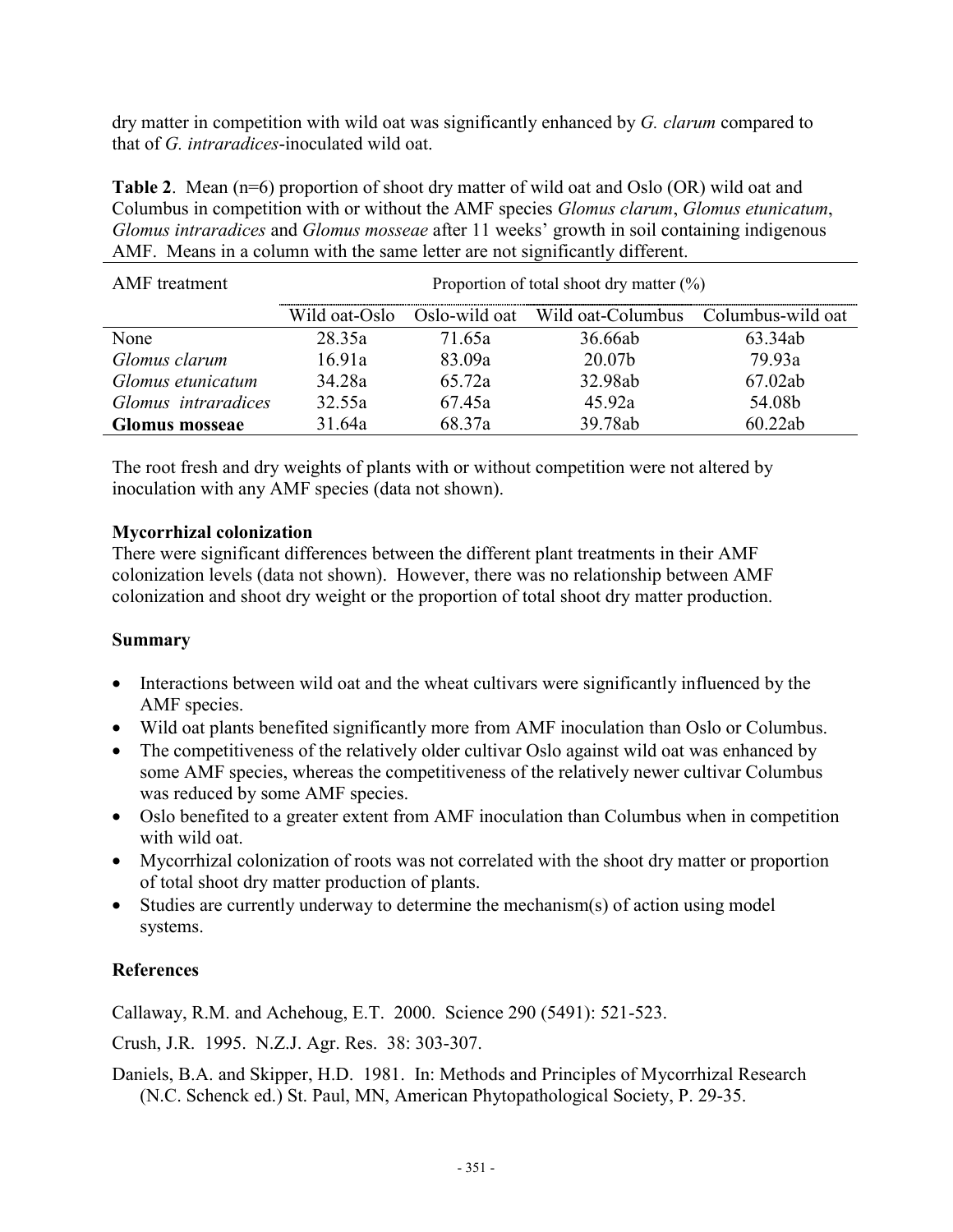dry matter in competition with wild oat was significantly enhanced by *G. clarum* compared to that of *G. intraradices*-inoculated wild oat.

**Table 2**. Mean (n=6) proportion of shoot dry matter of wild oat and Oslo (OR) wild oat and Columbus in competition with or without the AMF species *Glomus clarum*, *Glomus etunicatum*, *Glomus intraradices* and *Glomus mosseae* after 11 weeks' growth in soil containing indigenous AMF. Means in a column with the same letter are not significantly different.

| AMF treatment | Proportion of total shoot dry matter (%) | | | |
|---|---|---|---|---|
| | Wild oat-Oslo | Oslo-wild oat | Wild oat-Columbus | Columbus-wild oat |
| None | 28.35a | 71.65a | 36.66ab | 63.34ab |
| *Glomus clarum* | 16.91a | 83.09a | 20.07b | 79.93a |
| *Glomus etunicatum* | 34.28a | 65.72a | 32.98ab | 67.02ab |
| *Glomus intraradices* | 32.55a | 67.45a | 45.92a | 54.08b |
| **Glomus mosseae** | 31.64a | 68.37a | 39.78ab | 60.22ab |

The root fresh and dry weights of plants with or without competition were not altered by inoculation with any AMF species (data not shown).

**Mycorrhizal colonization**

There were significant differences between the different plant treatments in their AMF colonization levels (data not shown). However, there was no relationship between AMF colonization and shoot dry weight or the proportion of total shoot dry matter production.

**Summary**

- Interactions between wild oat and the wheat cultivars were significantly influenced by the AMF species.
- Wild oat plants benefited significantly more from AMF inoculation than Oslo or Columbus.
- The competitiveness of the relatively older cultivar Oslo against wild oat was enhanced by some AMF species, whereas the competitiveness of the relatively newer cultivar Columbus was reduced by some AMF species.
- Oslo benefited to a greater extent from AMF inoculation than Columbus when in competition with wild oat.
- Mycorrhizal colonization of roots was not correlated with the shoot dry matter or proportion of total shoot dry matter production of plants.
- Studies are currently underway to determine the mechanism(s) of action using model systems.

**References**

Callaway, R.M. and Achehoug, E.T. 2000. Science 290 (5491): 521-523.

Crush, J.R. 1995. N.Z.J. Agr. Res. 38: 303-307.

Daniels, B.A. and Skipper, H.D. 1981. In: Methods and Principles of Mycorrhizal Research (N.C. Schenck ed.) St. Paul, MN, American Phytopathological Society, P. 29-35.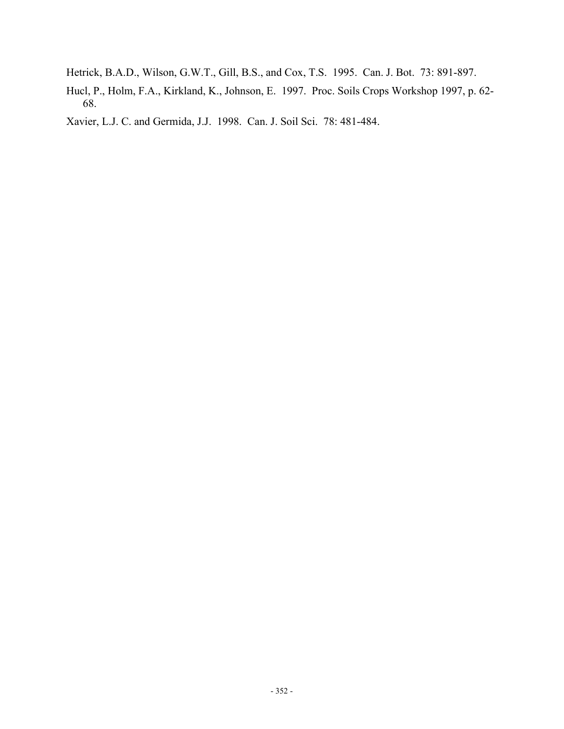Hetrick, B.A.D., Wilson, G.W.T., Gill, B.S., and Cox, T.S. 1995. Can. J. Bot. 73: 891-897.

Hucl, P., Holm, F.A., Kirkland, K., Johnson, E. 1997. Proc. Soils Crops Workshop 1997, p. 62-68.

Xavier, L.J. C. and Germida, J.J. 1998. Can. J. Soil Sci. 78: 481-484.